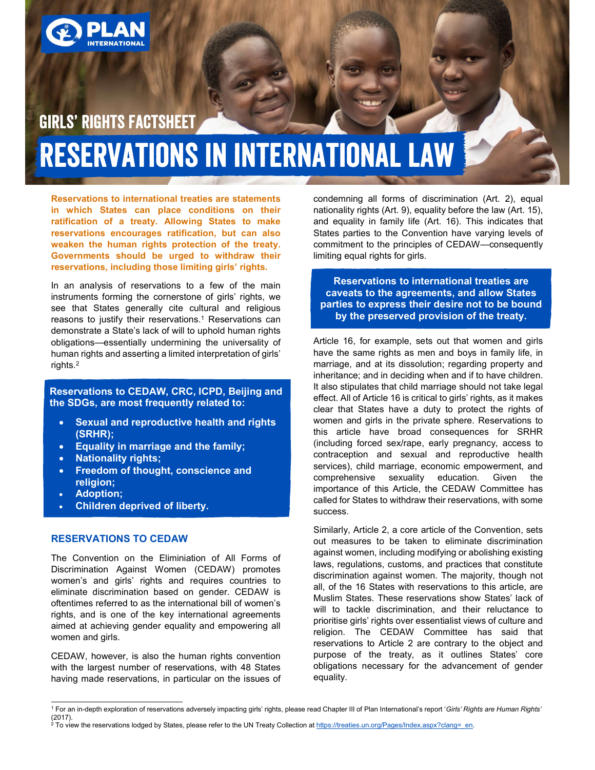PLAN INTERNATIONAL

GIRLS' RIGHTS FACTSHEET

# RESERVATIONS IN INTERNATIONAL LAW

**Reservations to international treaties are statements in which States can place conditions on their ratification of a treaty. Allowing States to make reservations encourages ratification, but can also weaken the human rights protection of the treaty. Governments should be urged to withdraw their reservations, including those limiting girls' rights.**

In an analysis of reservations to a few of the main instruments forming the cornerstone of girls' rights, we see that States generally cite cultural and religious reasons to justify their reservations.[1] Reservations can demonstrate a State's lack of will to uphold human rights obligations—essentially undermining the universality of human rights and asserting a limited interpretation of girls' rights.[2]

**Reservations to CEDAW, CRC, ICPD, Beijing and the SDGs, are most frequently related to:**

- **Sexual and reproductive health and rights (SRHR);**
- **Equality in marriage and the family;**
- **Nationality rights;**
- **Freedom of thought, conscience and religion;**
- **Adoption;**
- **Children deprived of liberty.**

## RESERVATIONS TO CEDAW

The Convention on the Eliminiation of All Forms of Discrimination Against Women (CEDAW) promotes women's and girls' rights and requires countries to eliminate discrimination based on gender. CEDAW is oftentimes referred to as the international bill of women's rights, and is one of the key international agreements aimed at achieving gender equality and empowering all women and girls.

CEDAW, however, is also the human rights convention with the largest number of reservations, with 48 States having made reservations, in particular on the issues of condemning all forms of discrimination (Art. 2), equal nationality rights (Art. 9), equality before the law (Art. 15), and equality in family life (Art. 16). This indicates that States parties to the Convention have varying levels of commitment to the principles of CEDAW—consequently limiting equal rights for girls.

**Reservations to international treaties are caveats to the agreements, and allow States parties to express their desire not to be bound by the preserved provision of the treaty.**

Article 16, for example, sets out that women and girls have the same rights as men and boys in family life, in marriage, and at its dissolution; regarding property and inheritance; and in deciding when and if to have children. It also stipulates that child marriage should not take legal effect. All of Article 16 is critical to girls' rights, as it makes clear that States have a duty to protect the rights of women and girls in the private sphere. Reservations to this article have broad consequences for SRHR (including forced sex/rape, early pregnancy, access to contraception and sexual and reproductive health services), child marriage, economic empowerment, and comprehensive sexuality education. Given the importance of this Article, the CEDAW Committee has called for States to withdraw their reservations, with some success.

Similarly, Article 2, a core article of the Convention, sets out measures to be taken to eliminate discrimination against women, including modifying or abolishing existing laws, regulations, customs, and practices that constitute discrimination against women. The majority, though not all, of the 16 States with reservations to this article, are Muslim States. These reservations show States' lack of will to tackle discrimination, and their reluctance to prioritise girls' rights over essentialist views of culture and religion. The CEDAW Committee has said that reservations to Article 2 are contrary to the object and purpose of the treaty, as it outlines States' core obligations necessary for the advancement of gender equality.

---

[1] For an in-depth exploration of reservations adversely impacting girls' rights, please read Chapter III of Plan International's report '*Girls' Rights are Human Rights*' (2017).

[2] To view the reservations lodged by States, please refer to the UN Treaty Collection at https://treaties.un.org/Pages/Index.aspx?clang=_en.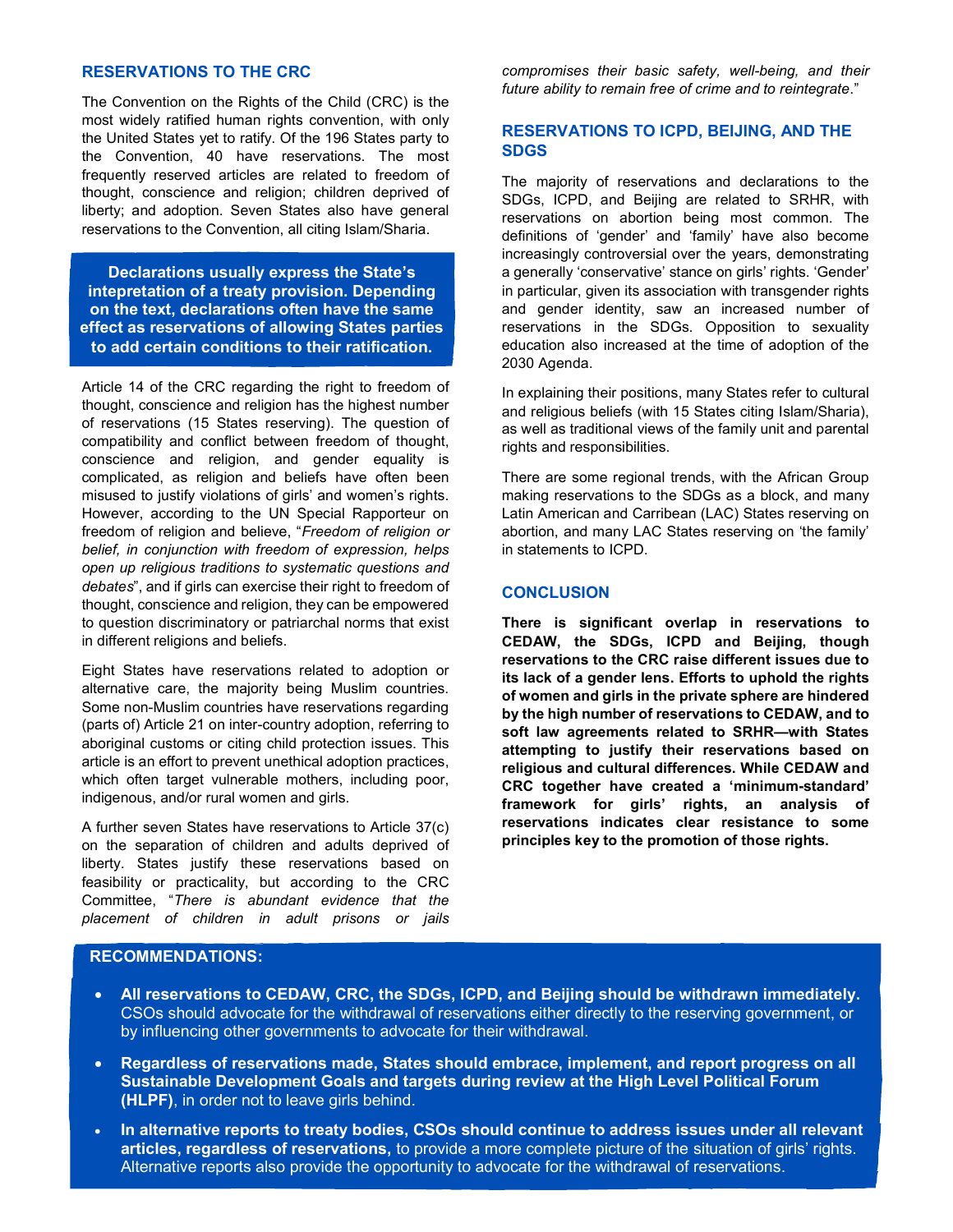## RESERVATIONS TO THE CRC

The Convention on the Rights of the Child (CRC) is the most widely ratified human rights convention, with only the United States yet to ratify. Of the 196 States party to the Convention, 40 have reservations. The most frequently reserved articles are related to freedom of thought, conscience and religion; children deprived of liberty; and adoption. Seven States also have general reservations to the Convention, all citing Islam/Sharia.

**Declarations usually express the State's intepretation of a treaty provision. Depending on the text, declarations often have the same effect as reservations of allowing States parties to add certain conditions to their ratification.**

Article 14 of the CRC regarding the right to freedom of thought, conscience and religion has the highest number of reservations (15 States reserving). The question of compatibility and conflict between freedom of thought, conscience and religion, and gender equality is complicated, as religion and beliefs have often been misused to justify violations of girls' and women's rights. However, according to the UN Special Rapporteur on freedom of religion and believe, "*Freedom of religion or belief, in conjunction with freedom of expression, helps open up religious traditions to systematic questions and debates*", and if girls can exercise their right to freedom of thought, conscience and religion, they can be empowered to question discriminatory or patriarchal norms that exist in different religions and beliefs.

Eight States have reservations related to adoption or alternative care, the majority being Muslim countries. Some non-Muslim countries have reservations regarding (parts of) Article 21 on inter-country adoption, referring to aboriginal customs or citing child protection issues. This article is an effort to prevent unethical adoption practices, which often target vulnerable mothers, including poor, indigenous, and/or rural women and girls.

A further seven States have reservations to Article 37(c) on the separation of children and adults deprived of liberty. States justify these reservations based on feasibility or practicality, but according to the CRC Committee, "*There is abundant evidence that the placement of children in adult prisons or jails compromises their basic safety, well-being, and their future ability to remain free of crime and to reintegrate*."

## RESERVATIONS TO ICPD, BEIJING, AND THE SDGS

The majority of reservations and declarations to the SDGs, ICPD, and Beijing are related to SRHR, with reservations on abortion being most common. The definitions of 'gender' and 'family' have also become increasingly controversial over the years, demonstrating a generally 'conservative' stance on girls' rights. 'Gender' in particular, given its association with transgender rights and gender identity, saw an increased number of reservations in the SDGs. Opposition to sexuality education also increased at the time of adoption of the 2030 Agenda.

In explaining their positions, many States refer to cultural and religious beliefs (with 15 States citing Islam/Sharia), as well as traditional views of the family unit and parental rights and responsibilities.

There are some regional trends, with the African Group making reservations to the SDGs as a block, and many Latin American and Carribean (LAC) States reserving on abortion, and many LAC States reserving on 'the family' in statements to ICPD.

## CONCLUSION

**There is significant overlap in reservations to CEDAW, the SDGs, ICPD and Beijing, though reservations to the CRC raise different issues due to its lack of a gender lens. Efforts to uphold the rights of women and girls in the private sphere are hindered by the high number of reservations to CEDAW, and to soft law agreements related to SRHR—with States attempting to justify their reservations based on religious and cultural differences. While CEDAW and CRC together have created a 'minimum-standard' framework for girls' rights, an analysis of reservations indicates clear resistance to some principles key to the promotion of those rights.**

## RECOMMENDATIONS:

- **All reservations to CEDAW, CRC, the SDGs, ICPD, and Beijing should be withdrawn immediately.** CSOs should advocate for the withdrawal of reservations either directly to the reserving government, or by influencing other governments to advocate for their withdrawal.
- **Regardless of reservations made, States should embrace, implement, and report progress on all Sustainable Development Goals and targets during review at the High Level Political Forum (HLPF)**, in order not to leave girls behind.
- **In alternative reports to treaty bodies, CSOs should continue to address issues under all relevant articles, regardless of reservations,** to provide a more complete picture of the situation of girls' rights. Alternative reports also provide the opportunity to advocate for the withdrawal of reservations.